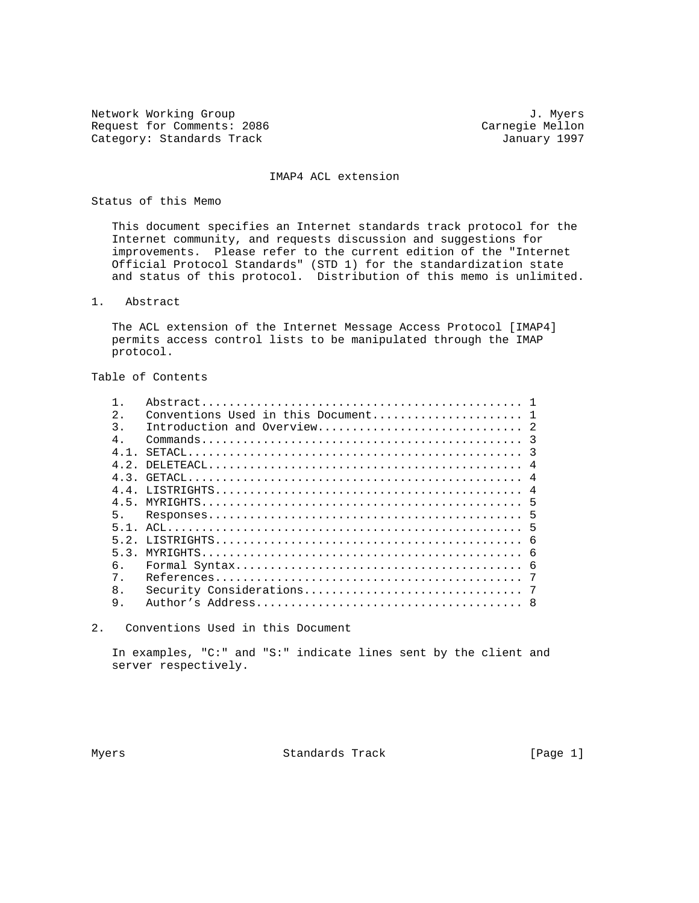Network Working Group J. Myers
Request for Comments: 2086 Carnegie Mellon
Category: Standards Track January 1997

# IMAP4 ACL extension

## Status of this Memo

This document specifies an Internet standards track protocol for the Internet community, and requests discussion and suggestions for improvements. Please refer to the current edition of the "Internet Official Protocol Standards" (STD 1) for the standardization state and status of this protocol. Distribution of this memo is unlimited.

## 1. Abstract

The ACL extension of the Internet Message Access Protocol [IMAP4] permits access control lists to be manipulated through the IMAP protocol.

## Table of Contents

```
1.   Abstract............................................... 1
2.   Conventions Used in this Document...................... 1
3.   Introduction and Overview.............................. 2
4.   Commands............................................... 3
4.1. SETACL................................................. 3
4.2. DELETEACL.............................................. 4
4.3. GETACL................................................. 4
4.4. LISTRIGHTS............................................. 4
4.5. MYRIGHTS............................................... 5
5.   Responses.............................................. 5
5.1. ACL.................................................... 5
5.2. LISTRIGHTS............................................. 6
5.3. MYRIGHTS............................................... 6
6.   Formal Syntax.......................................... 6
7.   References............................................. 7
8.   Security Considerations................................ 7
9.   Author's Address....................................... 8
```

## 2. Conventions Used in this Document

In examples, "C:" and "S:" indicate lines sent by the client and server respectively.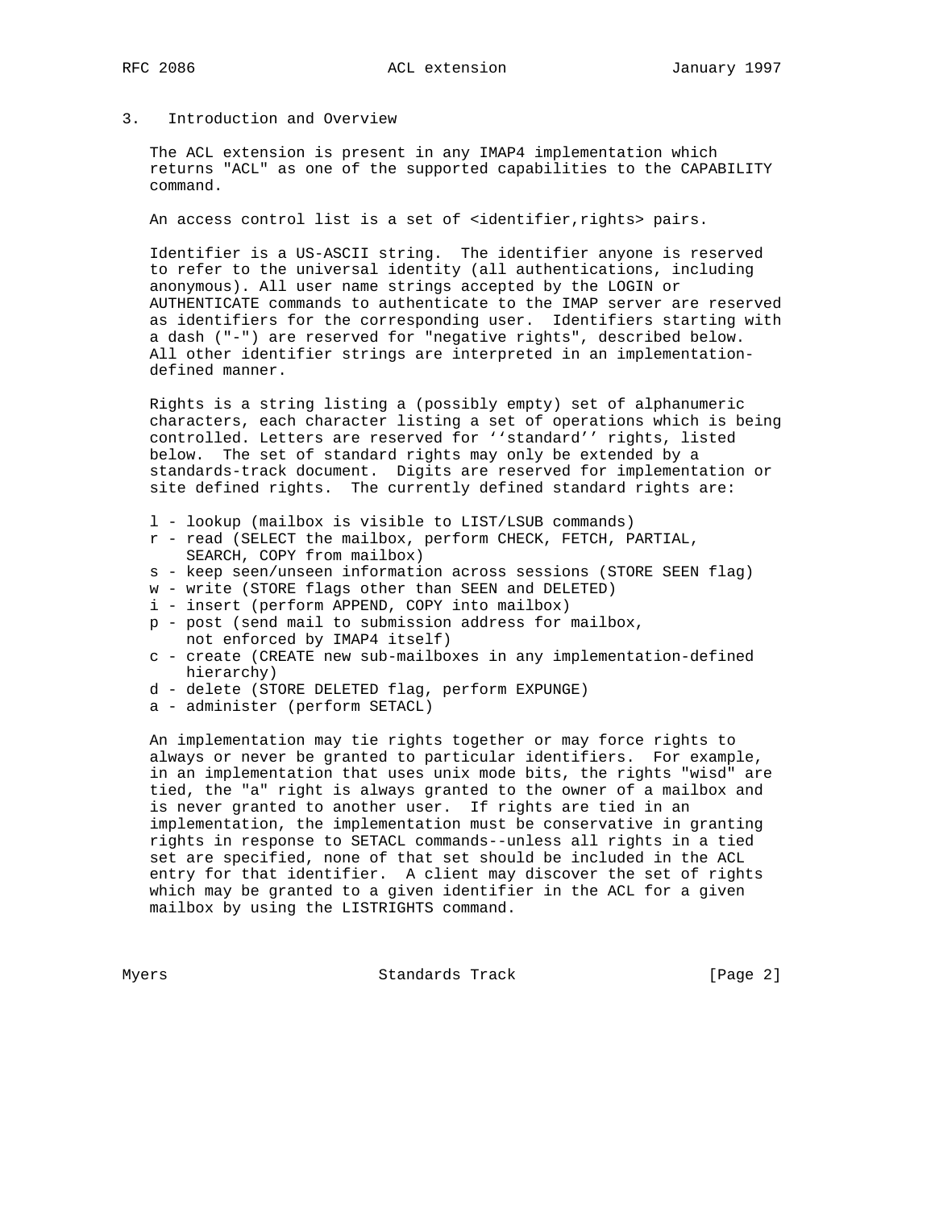## 3. Introduction and Overview

The ACL extension is present in any IMAP4 implementation which returns "ACL" as one of the supported capabilities to the CAPABILITY command.

An access control list is a set of <identifier,rights> pairs.

Identifier is a US-ASCII string. The identifier anyone is reserved to refer to the universal identity (all authentications, including anonymous). All user name strings accepted by the LOGIN or AUTHENTICATE commands to authenticate to the IMAP server are reserved as identifiers for the corresponding user. Identifiers starting with a dash ("-") are reserved for "negative rights", described below. All other identifier strings are interpreted in an implementation-defined manner.

Rights is a string listing a (possibly empty) set of alphanumeric characters, each character listing a set of operations which is being controlled. Letters are reserved for ‘‘standard’’ rights, listed below. The set of standard rights may only be extended by a standards-track document. Digits are reserved for implementation or site defined rights. The currently defined standard rights are:

- l - lookup (mailbox is visible to LIST/LSUB commands)
- r - read (SELECT the mailbox, perform CHECK, FETCH, PARTIAL, SEARCH, COPY from mailbox)
- s - keep seen/unseen information across sessions (STORE SEEN flag)
- w - write (STORE flags other than SEEN and DELETED)
- i - insert (perform APPEND, COPY into mailbox)
- p - post (send mail to submission address for mailbox, not enforced by IMAP4 itself)
- c - create (CREATE new sub-mailboxes in any implementation-defined hierarchy)
- d - delete (STORE DELETED flag, perform EXPUNGE)
- a - administer (perform SETACL)

An implementation may tie rights together or may force rights to always or never be granted to particular identifiers. For example, in an implementation that uses unix mode bits, the rights "wisd" are tied, the "a" right is always granted to the owner of a mailbox and is never granted to another user. If rights are tied in an implementation, the implementation must be conservative in granting rights in response to SETACL commands--unless all rights in a tied set are specified, none of that set should be included in the ACL entry for that identifier. A client may discover the set of rights which may be granted to a given identifier in the ACL for a given mailbox by using the LISTRIGHTS command.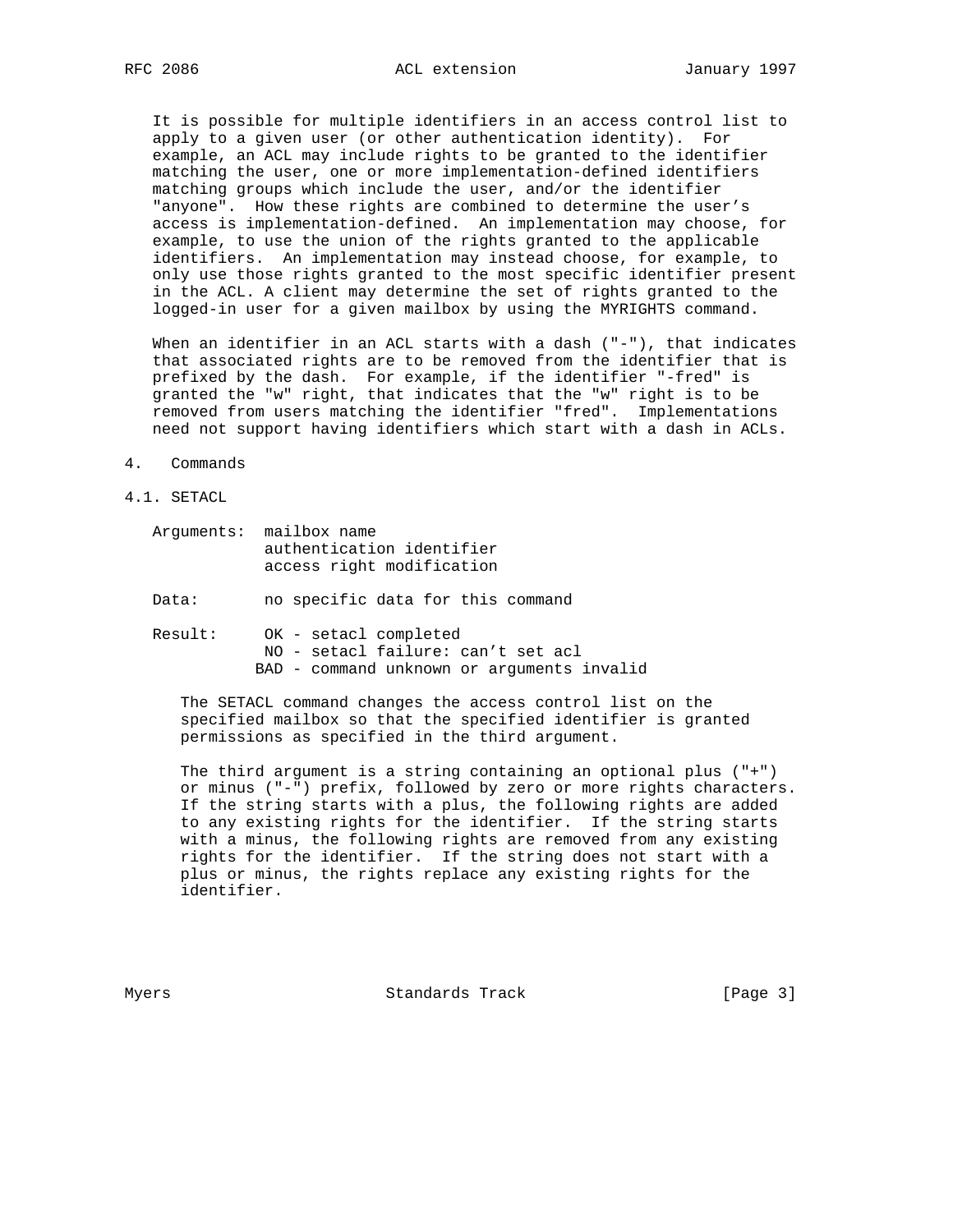It is possible for multiple identifiers in an access control list to apply to a given user (or other authentication identity). For example, an ACL may include rights to be granted to the identifier matching the user, one or more implementation-defined identifiers matching groups which include the user, and/or the identifier "anyone". How these rights are combined to determine the user's access is implementation-defined. An implementation may choose, for example, to use the union of the rights granted to the applicable identifiers. An implementation may instead choose, for example, to only use those rights granted to the most specific identifier present in the ACL. A client may determine the set of rights granted to the logged-in user for a given mailbox by using the MYRIGHTS command.

When an identifier in an ACL starts with a dash ("-"), that indicates that associated rights are to be removed from the identifier that is prefixed by the dash. For example, if the identifier "-fred" is granted the "w" right, that indicates that the "w" right is to be removed from users matching the identifier "fred". Implementations need not support having identifiers which start with a dash in ACLs.

# 4. Commands

## 4.1. SETACL

```
Arguments:  mailbox name
            authentication identifier
            access right modification

Data:       no specific data for this command

Result:     OK - setacl completed
            NO - setacl failure: can't set acl
           BAD - command unknown or arguments invalid
```

The SETACL command changes the access control list on the specified mailbox so that the specified identifier is granted permissions as specified in the third argument.

The third argument is a string containing an optional plus ("+") or minus ("-") prefix, followed by zero or more rights characters. If the string starts with a plus, the following rights are added to any existing rights for the identifier. If the string starts with a minus, the following rights are removed from any existing rights for the identifier. If the string does not start with a plus or minus, the rights replace any existing rights for the identifier.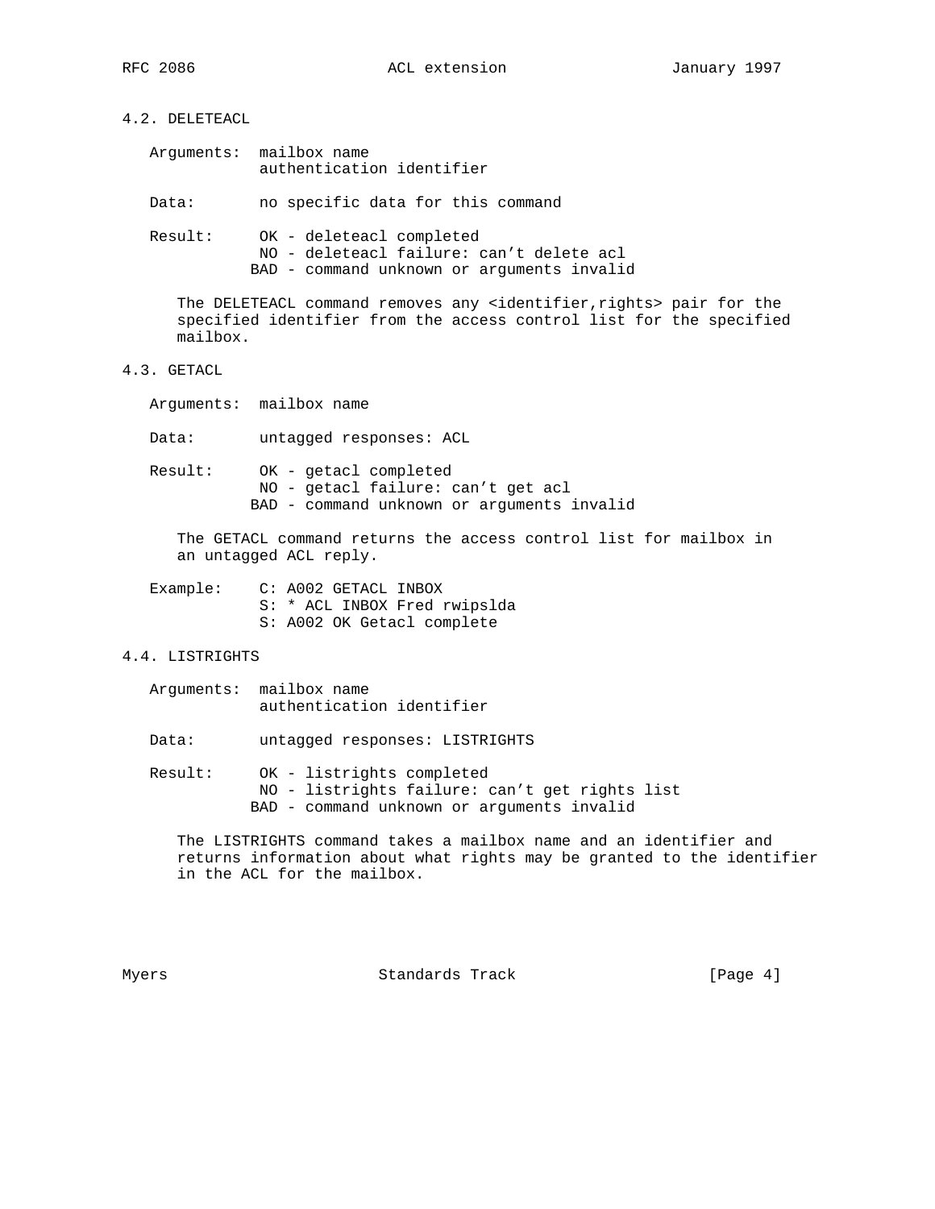### 4.2. DELETEACL

Arguments: mailbox name
authentication identifier

Data: no specific data for this command

Result: OK - deleteacl completed
NO - deleteacl failure: can't delete acl
BAD - command unknown or arguments invalid

The DELETEACL command removes any <identifier,rights> pair for the specified identifier from the access control list for the specified mailbox.

### 4.3. GETACL

Arguments: mailbox name

Data: untagged responses: ACL

Result: OK - getacl completed
NO - getacl failure: can't get acl
BAD - command unknown or arguments invalid

The GETACL command returns the access control list for mailbox in an untagged ACL reply.

Example:

```
C: A002 GETACL INBOX
S: * ACL INBOX Fred rwipslda
S: A002 OK Getacl complete
```

### 4.4. LISTRIGHTS

Arguments: mailbox name
authentication identifier

Data: untagged responses: LISTRIGHTS

Result: OK - listrights completed
NO - listrights failure: can't get rights list
BAD - command unknown or arguments invalid

The LISTRIGHTS command takes a mailbox name and an identifier and returns information about what rights may be granted to the identifier in the ACL for the mailbox.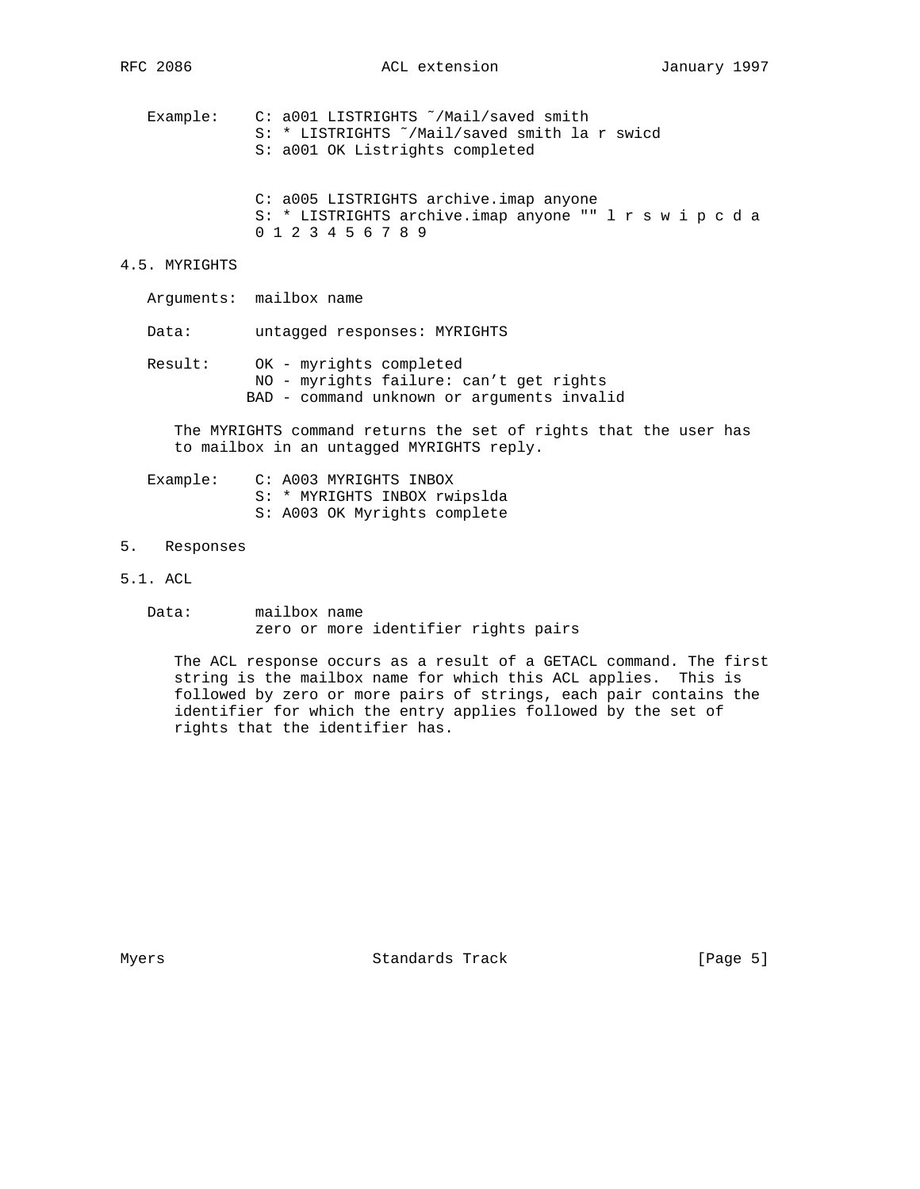Example:
```
C: a001 LISTRIGHTS ~/Mail/saved smith
S: * LISTRIGHTS ~/Mail/saved smith la r swicd
S: a001 OK Listrights completed


C: a005 LISTRIGHTS archive.imap anyone
S: * LISTRIGHTS archive.imap anyone "" l r s w i p c d a
0 1 2 3 4 5 6 7 8 9
```

### 4.5. MYRIGHTS

Arguments: mailbox name

Data: untagged responses: MYRIGHTS

Result: OK - myrights completed
NO - myrights failure: can't get rights
BAD - command unknown or arguments invalid

The MYRIGHTS command returns the set of rights that the user has to mailbox in an untagged MYRIGHTS reply.

Example:
```
C: A003 MYRIGHTS INBOX
S: * MYRIGHTS INBOX rwipslda
S: A003 OK Myrights complete
```

## 5. Responses

### 5.1. ACL

Data: mailbox name
zero or more identifier rights pairs

The ACL response occurs as a result of a GETACL command. The first string is the mailbox name for which this ACL applies. This is followed by zero or more pairs of strings, each pair contains the identifier for which the entry applies followed by the set of rights that the identifier has.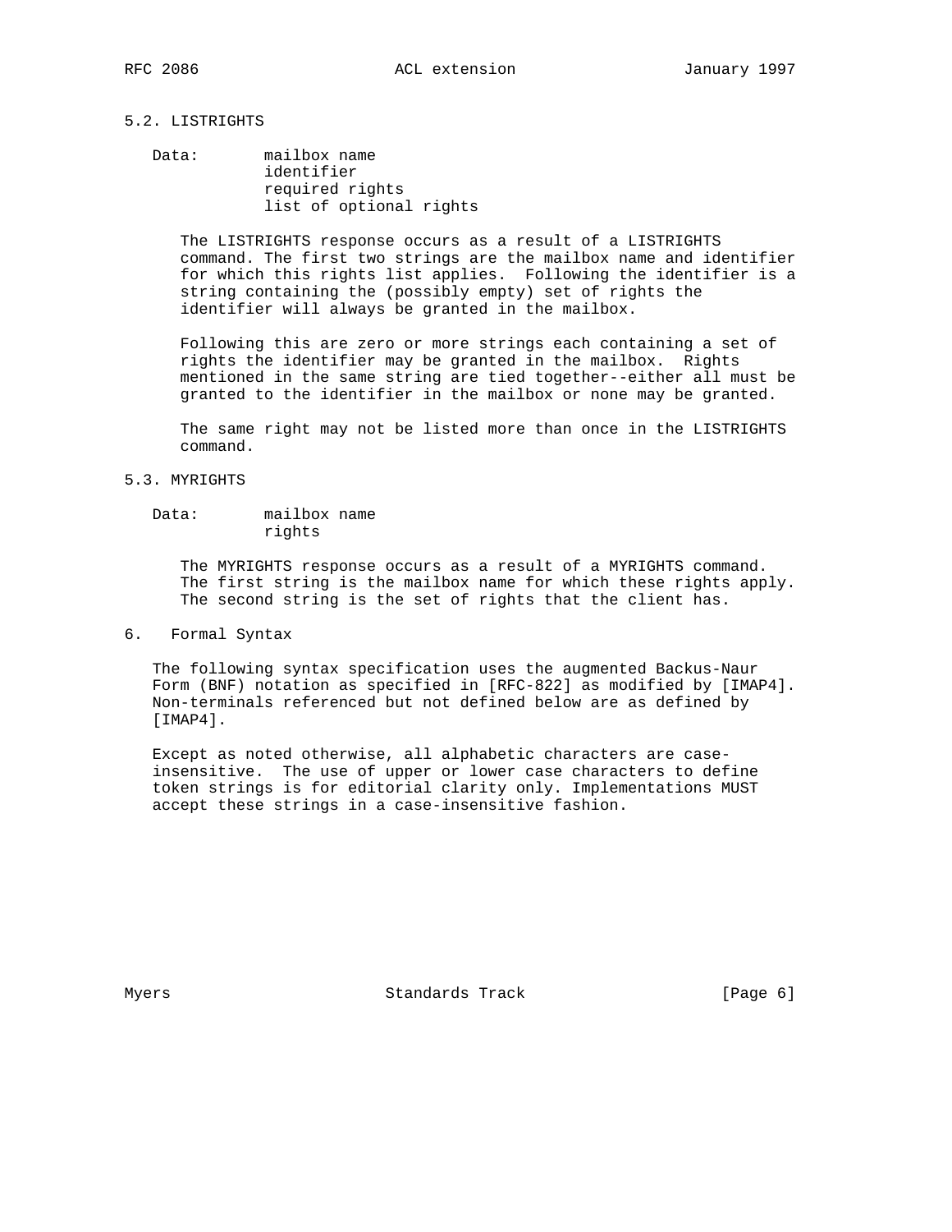### 5.2. LISTRIGHTS

Data:
- mailbox name
- identifier
- required rights
- list of optional rights

The LISTRIGHTS response occurs as a result of a LISTRIGHTS command. The first two strings are the mailbox name and identifier for which this rights list applies. Following the identifier is a string containing the (possibly empty) set of rights the identifier will always be granted in the mailbox.

Following this are zero or more strings each containing a set of rights the identifier may be granted in the mailbox. Rights mentioned in the same string are tied together--either all must be granted to the identifier in the mailbox or none may be granted.

The same right may not be listed more than once in the LISTRIGHTS command.

### 5.3. MYRIGHTS

Data:
- mailbox name
- rights

The MYRIGHTS response occurs as a result of a MYRIGHTS command. The first string is the mailbox name for which these rights apply. The second string is the set of rights that the client has.

## 6. Formal Syntax

The following syntax specification uses the augmented Backus-Naur Form (BNF) notation as specified in [RFC-822] as modified by [IMAP4]. Non-terminals referenced but not defined below are as defined by [IMAP4].

Except as noted otherwise, all alphabetic characters are case-insensitive. The use of upper or lower case characters to define token strings is for editorial clarity only. Implementations MUST accept these strings in a case-insensitive fashion.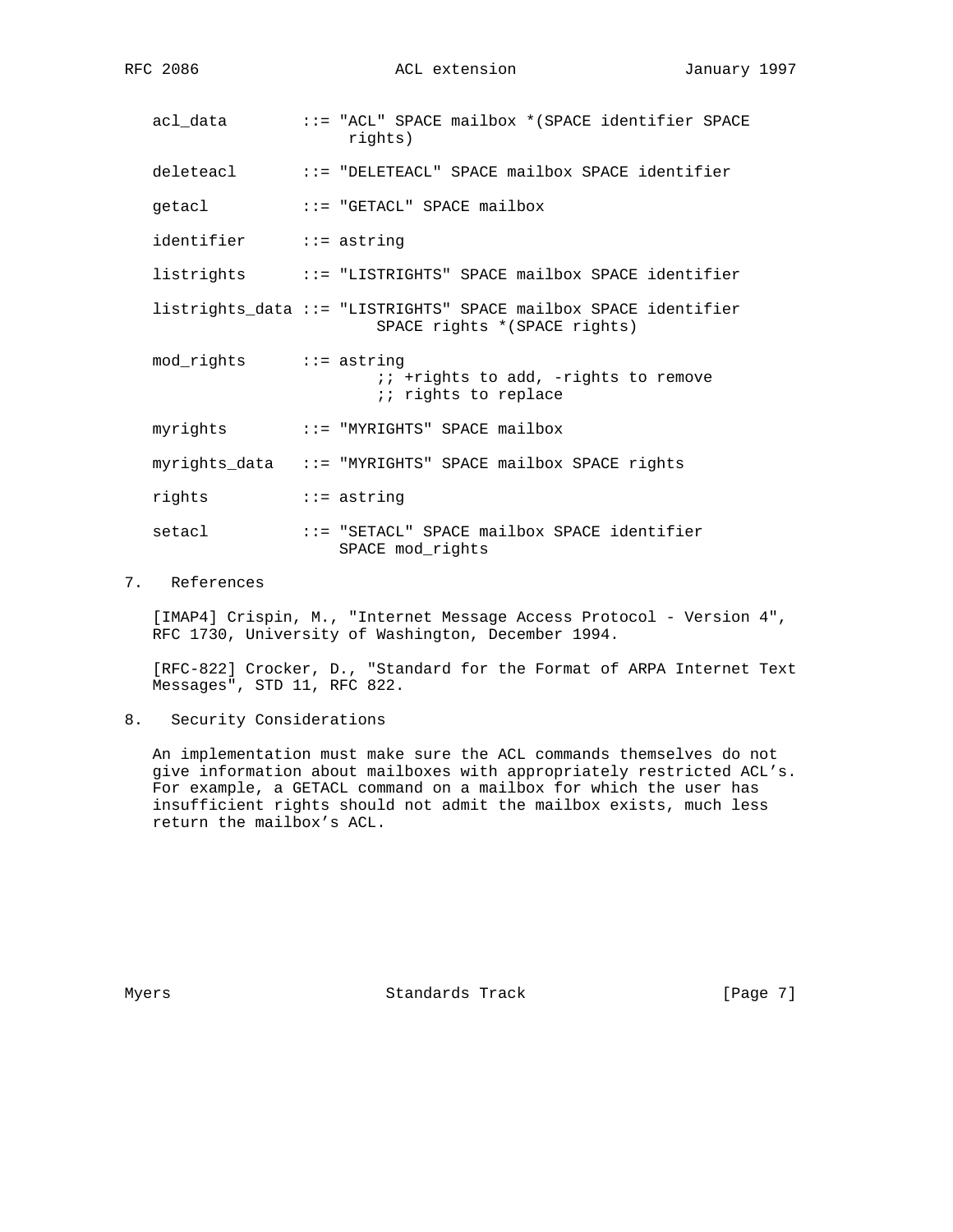```
acl_data        ::= "ACL" SPACE mailbox *(SPACE identifier SPACE
                     rights)

deleteacl       ::= "DELETEACL" SPACE mailbox SPACE identifier

getacl          ::= "GETACL" SPACE mailbox

identifier      ::= astring

listrights      ::= "LISTRIGHTS" SPACE mailbox SPACE identifier

listrights_data ::= "LISTRIGHTS" SPACE mailbox SPACE identifier
                        SPACE rights *(SPACE rights)

mod_rights      ::= astring
                        ;; +rights to add, -rights to remove
                        ;; rights to replace

myrights        ::= "MYRIGHTS" SPACE mailbox

myrights_data   ::= "MYRIGHTS" SPACE mailbox SPACE rights

rights          ::= astring

setacl          ::= "SETACL" SPACE mailbox SPACE identifier
                    SPACE mod_rights
```

## 7. References

[IMAP4] Crispin, M., "Internet Message Access Protocol - Version 4", RFC 1730, University of Washington, December 1994.

[RFC-822] Crocker, D., "Standard for the Format of ARPA Internet Text Messages", STD 11, RFC 822.

## 8. Security Considerations

An implementation must make sure the ACL commands themselves do not give information about mailboxes with appropriately restricted ACL's. For example, a GETACL command on a mailbox for which the user has insufficient rights should not admit the mailbox exists, much less return the mailbox's ACL.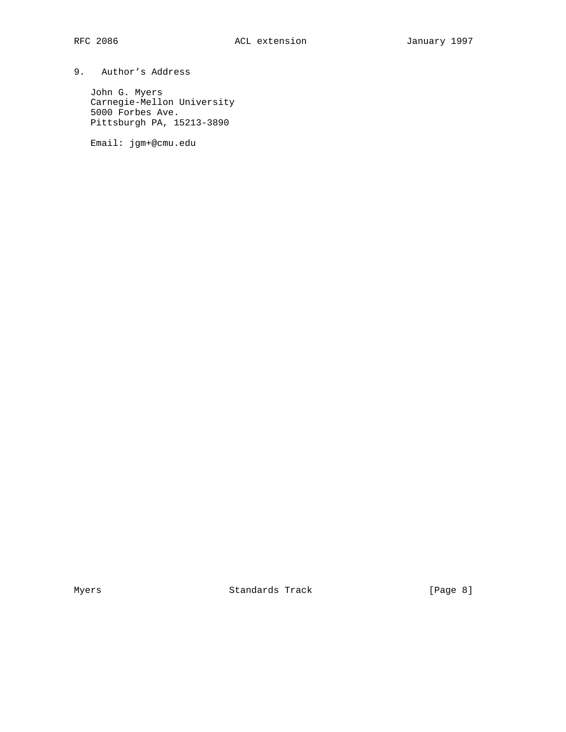## 9. Author's Address

John G. Myers
Carnegie-Mellon University
5000 Forbes Ave.
Pittsburgh PA, 15213-3890

Email: jgm+@cmu.edu